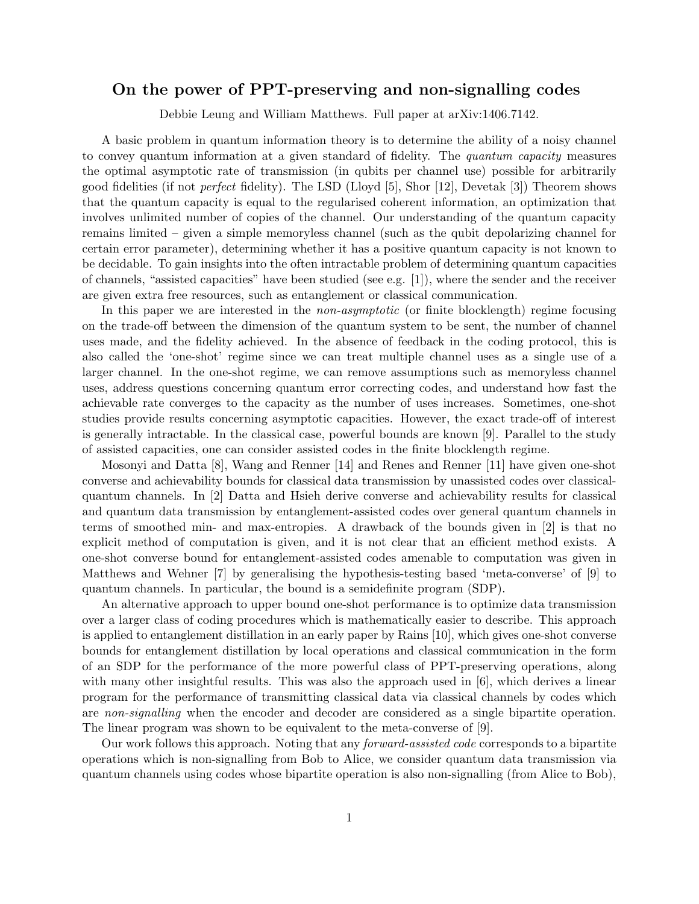# On the power of PPT-preserving and non-signalling codes

Debbie Leung and William Matthews. Full paper at arXiv:1406.7142.

A basic problem in quantum information theory is to determine the ability of a noisy channel to convey quantum information at a given standard of fidelity. The *quantum capacity* measures the optimal asymptotic rate of transmission (in qubits per channel use) possible for arbitrarily good fidelities (if not *perfect* fidelity). The LSD (Lloyd [5], Shor [12], Devetak [3]) Theorem shows that the quantum capacity is equal to the regularised coherent information, an optimization that involves unlimited number of copies of the channel. Our understanding of the quantum capacity remains limited – given a simple memoryless channel (such as the qubit depolarizing channel for certain error parameter), determining whether it has a positive quantum capacity is not known to be decidable. To gain insights into the often intractable problem of determining quantum capacities of channels, "assisted capacities" have been studied (see e.g. [1]), where the sender and the receiver are given extra free resources, such as entanglement or classical communication.

In this paper we are interested in the *non-asymptotic* (or finite blocklength) regime focusing on the trade-off between the dimension of the quantum system to be sent, the number of channel uses made, and the fidelity achieved. In the absence of feedback in the coding protocol, this is also called the 'one-shot' regime since we can treat multiple channel uses as a single use of a larger channel. In the one-shot regime, we can remove assumptions such as memoryless channel uses, address questions concerning quantum error correcting codes, and understand how fast the achievable rate converges to the capacity as the number of uses increases. Sometimes, one-shot studies provide results concerning asymptotic capacities. However, the exact trade-off of interest is generally intractable. In the classical case, powerful bounds are known [9]. Parallel to the study of assisted capacities, one can consider assisted codes in the finite blocklength regime.

Mosonyi and Datta [8], Wang and Renner [14] and Renes and Renner [11] have given one-shot converse and achievability bounds for classical data transmission by unassisted codes over classical-quantum channels. In [2] Datta and Hsieh derive converse and achievability results for classical and quantum data transmission by entanglement-assisted codes over general quantum channels in terms of smoothed min- and max-entropies. A drawback of the bounds given in [2] is that no explicit method of computation is given, and it is not clear that an efficient method exists. A one-shot converse bound for entanglement-assisted codes amenable to computation was given in Matthews and Wehner [7] by generalising the hypothesis-testing based 'meta-converse' of [9] to quantum channels. In particular, the bound is a semidefinite program (SDP).

An alternative approach to upper bound one-shot performance is to optimize data transmission over a larger class of coding procedures which is mathematically easier to describe. This approach is applied to entanglement distillation in an early paper by Rains [10], which gives one-shot converse bounds for entanglement distillation by local operations and classical communication in the form of an SDP for the performance of the more powerful class of PPT-preserving operations, along with many other insightful results. This was also the approach used in [6], which derives a linear program for the performance of transmitting classical data via classical channels by codes which are *non-signalling* when the encoder and decoder are considered as a single bipartite operation. The linear program was shown to be equivalent to the meta-converse of [9].

Our work follows this approach. Noting that any *forward-assisted code* corresponds to a bipartite operations which is non-signalling from Bob to Alice, we consider quantum data transmission via quantum channels using codes whose bipartite operation is also non-signalling (from Alice to Bob),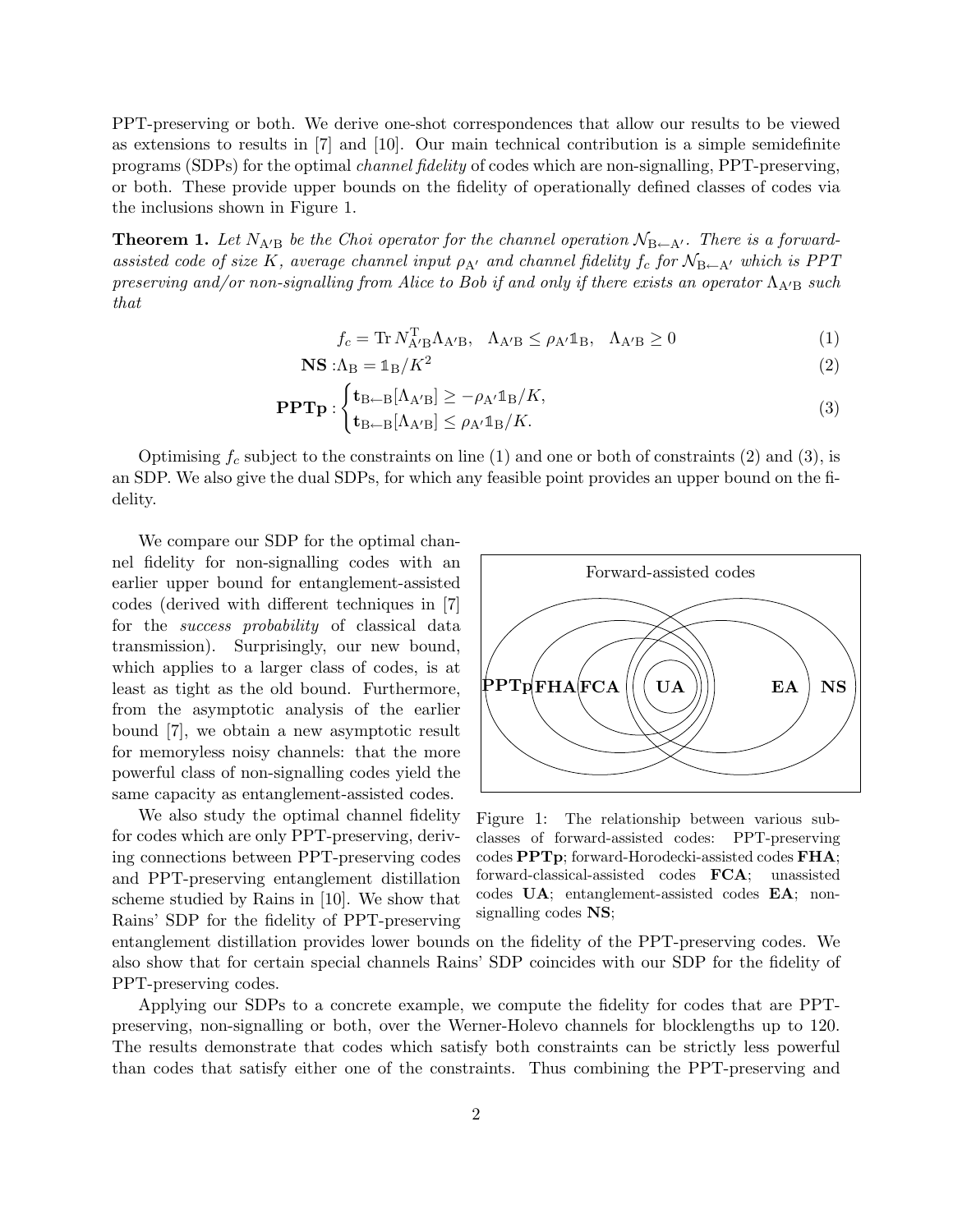PPT-preserving or both. We derive one-shot correspondences that allow our results to be viewed as extensions to results in [7] and [10]. Our main technical contribution is a simple semidefinite programs (SDPs) for the optimal *channel fidelity* of codes which are non-signalling, PPT-preserving, or both. These provide upper bounds on the fidelity of operationally defined classes of codes via the inclusions shown in Figure 1.

**Theorem 1.** *Let $N_{\mathrm{A'B}}$ be the Choi operator for the channel operation $\mathcal{N}_{\mathrm{B}\leftarrow\mathrm{A'}}$. There is a forward-assisted code of size $K$, average channel input $\rho_{\mathrm{A'}}$ and channel fidelity $f_c$ for $\mathcal{N}_{\mathrm{B}\leftarrow\mathrm{A'}}$ which is PPT preserving and/or non-signalling from Alice to Bob if and only if there exists an operator $\Lambda_{\mathrm{A'B}}$ such that*

$$f_c = \operatorname{Tr} N_{\mathrm{A'B}}^{\mathrm{T}} \Lambda_{\mathrm{A'B}}, \quad \Lambda_{\mathrm{A'B}} \leq \rho_{\mathrm{A'}} \mathbb{1}_{\mathrm{B}}, \quad \Lambda_{\mathrm{A'B}} \geq 0 \tag{1}$$

$$\mathbf{NS}: \Lambda_{\mathrm{B}} = \mathbb{1}_{\mathrm{B}}/K^2 \tag{2}$$

$$\mathbf{PPTp}: \begin{cases} \mathbf{t}_{\mathrm{B}\leftarrow\mathrm{B}}[\Lambda_{\mathrm{A'B}}] \geq -\rho_{\mathrm{A'}} \mathbb{1}_{\mathrm{B}}/K, \\ \mathbf{t}_{\mathrm{B}\leftarrow\mathrm{B}}[\Lambda_{\mathrm{A'B}}] \leq \rho_{\mathrm{A'}} \mathbb{1}_{\mathrm{B}}/K. \end{cases} \tag{3}$$

Optimising $f_c$ subject to the constraints on line (1) and one or both of constraints (2) and (3), is an SDP. We also give the dual SDPs, for which any feasible point provides an upper bound on the fidelity.

We compare our SDP for the optimal channel fidelity for non-signalling codes with an earlier upper bound for entanglement-assisted codes (derived with different techniques in [7] for the *success probability* of classical data transmission). Surprisingly, our new bound, which applies to a larger class of codes, is at least as tight as the old bound. Furthermore, from the asymptotic analysis of the earlier bound [7], we obtain a new asymptotic result for memoryless noisy channels: that the more powerful class of non-signalling codes yield the same capacity as entanglement-assisted codes.

Figure 1: The relationship between various subclasses of forward-assisted codes: PPT-preserving codes **PPTp**; forward-Horodecki-assisted codes **FHA**; forward-classical-assisted codes **FCA**; unassisted codes **UA**; entanglement-assisted codes **EA**; non-signalling codes **NS**;

We also study the optimal channel fidelity for codes which are only PPT-preserving, deriving connections between PPT-preserving codes and PPT-preserving entanglement distillation scheme studied by Rains in [10]. We show that Rains' SDP for the fidelity of PPT-preserving entanglement distillation provides lower bounds on the fidelity of the PPT-preserving codes. We also show that for certain special channels Rains' SDP coincides with our SDP for the fidelity of PPT-preserving codes.

Applying our SDPs to a concrete example, we compute the fidelity for codes that are PPT-preserving, non-signalling or both, over the Werner-Holevo channels for blocklengths up to 120. The results demonstrate that codes which satisfy both constraints can be strictly less powerful than codes that satisfy either one of the constraints. Thus combining the PPT-preserving and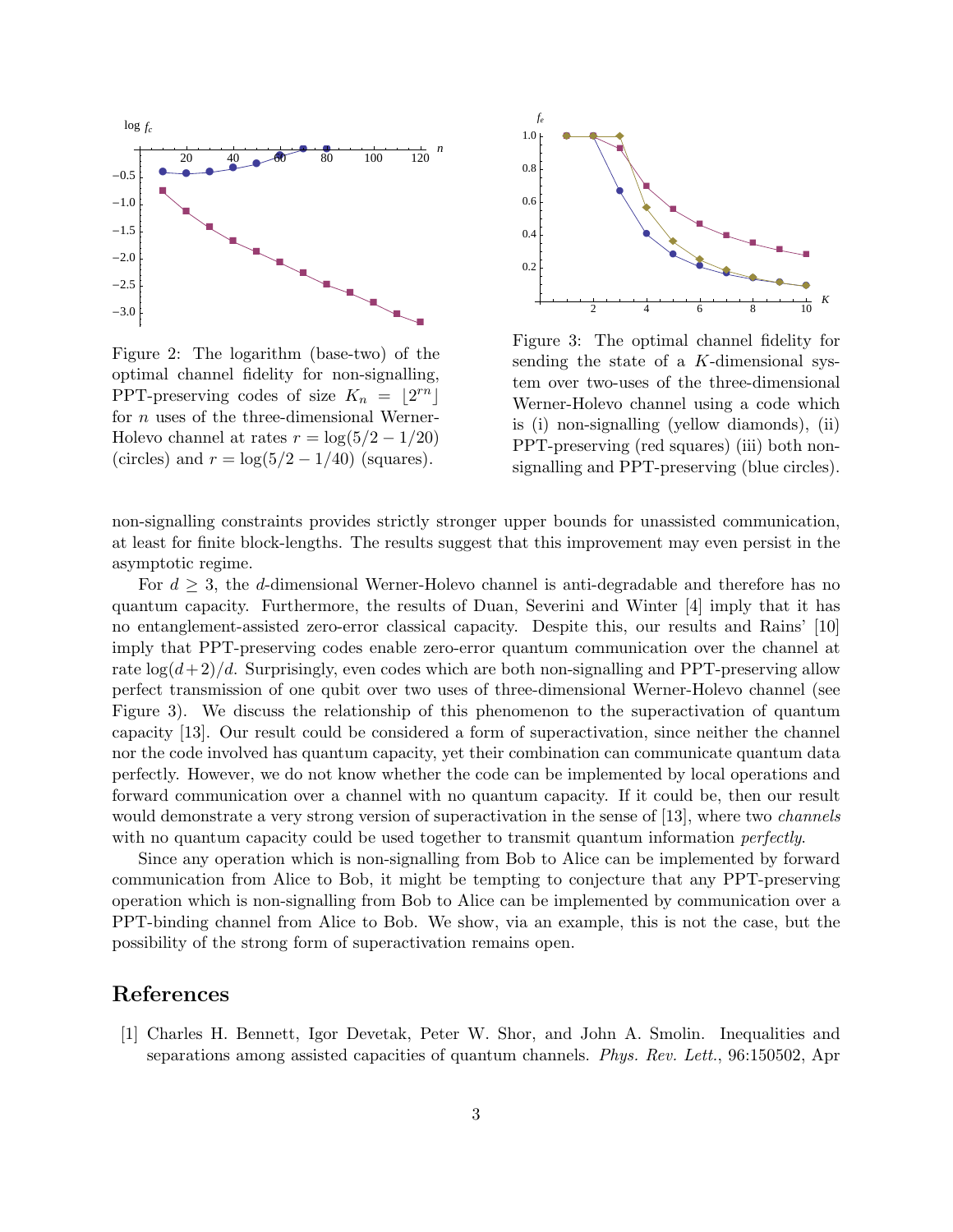Figure 2: The logarithm (base-two) of the optimal channel fidelity for non-signalling, PPT-preserving codes of size $K_n = \lfloor 2^{rn} \rfloor$ for $n$ uses of the three-dimensional Werner-Holevo channel at rates $r = \log(5/2 - 1/20)$ (circles) and $r = \log(5/2 - 1/40)$ (squares).

Figure 3: The optimal channel fidelity for sending the state of a $K$-dimensional system over two-uses of the three-dimensional Werner-Holevo channel using a code which is (i) non-signalling (yellow diamonds), (ii) PPT-preserving (red squares) (iii) both non-signalling and PPT-preserving (blue circles).

non-signalling constraints provides strictly stronger upper bounds for unassisted communication, at least for finite block-lengths. The results suggest that this improvement may even persist in the asymptotic regime.

For $d \geq 3$, the $d$-dimensional Werner-Holevo channel is anti-degradable and therefore has no quantum capacity. Furthermore, the results of Duan, Severini and Winter [4] imply that it has no entanglement-assisted zero-error classical capacity. Despite this, our results and Rains' [10] imply that PPT-preserving codes enable zero-error quantum communication over the channel at rate $\log(d+2)/d$. Surprisingly, even codes which are both non-signalling and PPT-preserving allow perfect transmission of one qubit over two uses of three-dimensional Werner-Holevo channel (see Figure 3). We discuss the relationship of this phenomenon to the superactivation of quantum capacity [13]. Our result could be considered a form of superactivation, since neither the channel nor the code involved has quantum capacity, yet their combination can communicate quantum data perfectly. However, we do not know whether the code can be implemented by local operations and forward communication over a channel with no quantum capacity. If it could be, then our result would demonstrate a very strong version of superactivation in the sense of [13], where two *channels* with no quantum capacity could be used together to transmit quantum information *perfectly*.

Since any operation which is non-signalling from Bob to Alice can be implemented by forward communication from Alice to Bob, it might be tempting to conjecture that any PPT-preserving operation which is non-signalling from Bob to Alice can be implemented by communication over a PPT-binding channel from Alice to Bob. We show, via an example, this is not the case, but the possibility of the strong form of superactivation remains open.

## References

[1] Charles H. Bennett, Igor Devetak, Peter W. Shor, and John A. Smolin. Inequalities and separations among assisted capacities of quantum channels. *Phys. Rev. Lett.*, 96:150502, Apr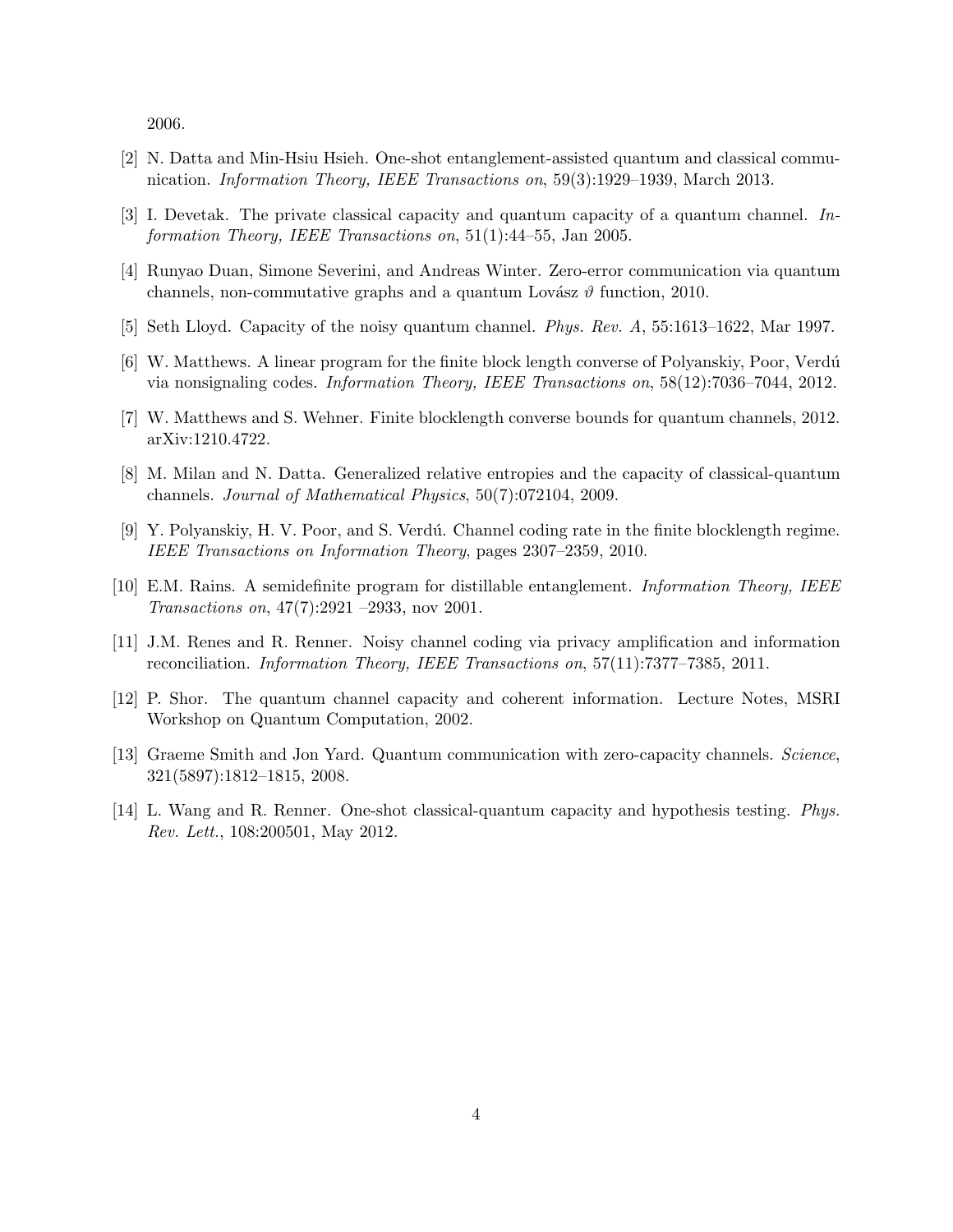2006.

[2] N. Datta and Min-Hsiu Hsieh. One-shot entanglement-assisted quantum and classical communication. *Information Theory, IEEE Transactions on*, 59(3):1929–1939, March 2013.

[3] I. Devetak. The private classical capacity and quantum capacity of a quantum channel. *Information Theory, IEEE Transactions on*, 51(1):44–55, Jan 2005.

[4] Runyao Duan, Simone Severini, and Andreas Winter. Zero-error communication via quantum channels, non-commutative graphs and a quantum Lovász $\vartheta$ function, 2010.

[5] Seth Lloyd. Capacity of the noisy quantum channel. *Phys. Rev. A*, 55:1613–1622, Mar 1997.

[6] W. Matthews. A linear program for the finite block length converse of Polyanskiy, Poor, Verdú via nonsignaling codes. *Information Theory, IEEE Transactions on*, 58(12):7036–7044, 2012.

[7] W. Matthews and S. Wehner. Finite blocklength converse bounds for quantum channels, 2012. arXiv:1210.4722.

[8] M. Milan and N. Datta. Generalized relative entropies and the capacity of classical-quantum channels. *Journal of Mathematical Physics*, 50(7):072104, 2009.

[9] Y. Polyanskiy, H. V. Poor, and S. Verdú. Channel coding rate in the finite blocklength regime. *IEEE Transactions on Information Theory*, pages 2307–2359, 2010.

[10] E.M. Rains. A semidefinite program for distillable entanglement. *Information Theory, IEEE Transactions on*, 47(7):2921 –2933, nov 2001.

[11] J.M. Renes and R. Renner. Noisy channel coding via privacy amplification and information reconciliation. *Information Theory, IEEE Transactions on*, 57(11):7377–7385, 2011.

[12] P. Shor. The quantum channel capacity and coherent information. Lecture Notes, MSRI Workshop on Quantum Computation, 2002.

[13] Graeme Smith and Jon Yard. Quantum communication with zero-capacity channels. *Science*, 321(5897):1812–1815, 2008.

[14] L. Wang and R. Renner. One-shot classical-quantum capacity and hypothesis testing. *Phys. Rev. Lett.*, 108:200501, May 2012.